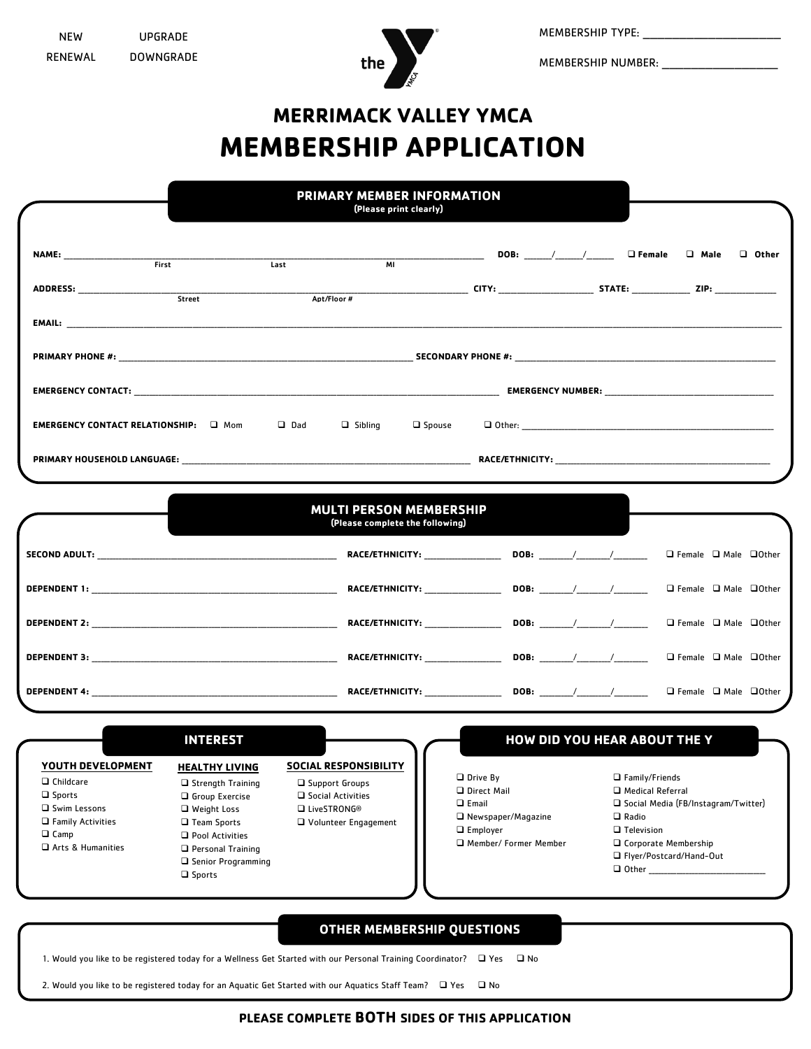NEW UPGRADE
RENEWAL DOWNGRADE

MEMBERSHIP TYPE: ______________________

MEMBERSHIP NUMBER: ____________________

# MERRIMACK VALLEY YMCA
# MEMBERSHIP APPLICATION

## PRIMARY MEMBER INFORMATION
(Please print clearly)

**NAME:** ______________________________________ (First / Last / MI) **DOB:** ____/____/____ ❑ Female ❑ Male ❑ Other

**ADDRESS:** ______________________________________ (Street / Apt/Floor #) **CITY:** ______________ **STATE:** __________ **ZIP:** __________

**EMAIL:** ______________________________________________

**PRIMARY PHONE #:** ______________________________ **SECONDARY PHONE #:** ______________________________

**EMERGENCY CONTACT:** ______________________________ **EMERGENCY NUMBER:** ______________________________

**EMERGENCY CONTACT RELATIONSHIP:** ❑ Mom ❑ Dad ❑ Sibling ❑ Spouse ❑ Other: ______________________

**PRIMARY HOUSEHOLD LANGUAGE:** ______________________________ **RACE/ETHNICITY:** ______________________________

## MULTI PERSON MEMBERSHIP
(Please complete the following)

**SECOND ADULT:** ______________________ **RACE/ETHNICITY:** __________ **DOB:** ____/____/____ ❑ Female ❑ Male ❑ Other

**DEPENDENT 1:** ______________________ **RACE/ETHNICITY:** __________ **DOB:** ____/____/____ ❑ Female ❑ Male ❑ Other

**DEPENDENT 2:** ______________________ **RACE/ETHNICITY:** __________ **DOB:** ____/____/____ ❑ Female ❑ Male ❑ Other

**DEPENDENT 3:** ______________________ **RACE/ETHNICITY:** __________ **DOB:** ____/____/____ ❑ Female ❑ Male ❑ Other

**DEPENDENT 4:** ______________________ **RACE/ETHNICITY:** __________ **DOB:** ____/____/____ ❑ Female ❑ Male ❑ Other

## INTEREST

**YOUTH DEVELOPMENT**
- ❑ Childcare
- ❑ Sports
- ❑ Swim Lessons
- ❑ Family Activities
- ❑ Camp
- ❑ Arts & Humanities

**HEALTHY LIVING**
- ❑ Strength Training
- ❑ Group Exercise
- ❑ Weight Loss
- ❑ Team Sports
- ❑ Pool Activities
- ❑ Personal Training
- ❑ Senior Programming
- ❑ Sports

**SOCIAL RESPONSIBILITY**
- ❑ Support Groups
- ❑ Social Activities
- ❑ LiveSTRONG®
- ❑ Volunteer Engagement

## HOW DID YOU HEAR ABOUT THE Y

- ❑ Drive By
- ❑ Direct Mail
- ❑ Email
- ❑ Newspaper/Magazine
- ❑ Employer
- ❑ Member/ Former Member
- ❑ Family/Friends
- ❑ Medical Referral
- ❑ Social Media (FB/Instagram/Twitter)
- ❑ Radio
- ❑ Television
- ❑ Corporate Membership
- ❑ Flyer/Postcard/Hand-Out
- ❑ Other ______________________

## OTHER MEMBERSHIP QUESTIONS

1. Would you like to be registered today for a Wellness Get Started with our Personal Training Coordinator? ❑ Yes ❑ No
2. Would you like to be registered today for an Aquatic Get Started with our Aquatics Staff Team? ❑ Yes ❑ No

**PLEASE COMPLETE BOTH SIDES OF THIS APPLICATION**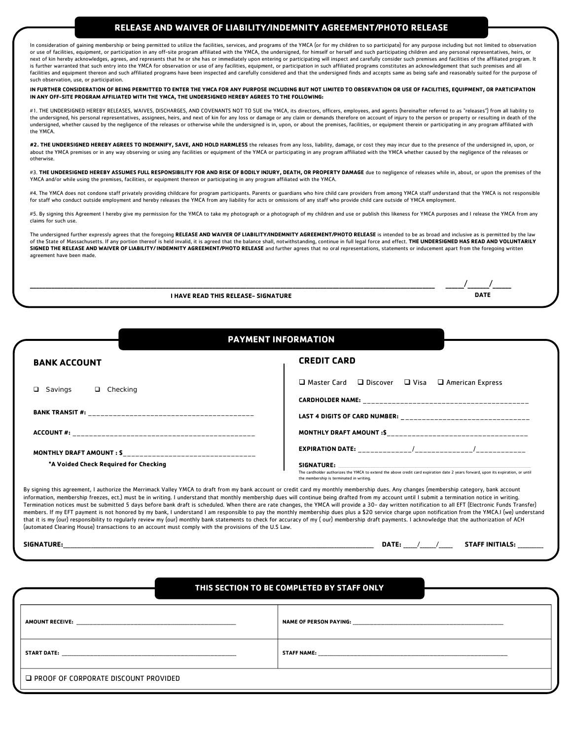## RELEASE AND WAIVER OF LIABILITY/INDEMNITY AGREEMENT/PHOTO RELEASE

In consideration of gaining membership or being permitted to utilize the facilities, services, and programs of the YMCA (or for my children to so participate) for any purpose including but not limited to observation or use of facilities, equipment, or participation in any off-site program affiliated with the YMCA, the undersigned, for himself or herself and such participating children and any personal representatives, heirs, or next of kin hereby acknowledges, agrees, and represents that he or she has or immediately upon entering or participating will inspect and carefully consider such premises and facilities of the affiliated program. It is further warranted that such entry into the YMCA for observation or use of any facilities, equipment, or participation in such affiliated programs constitutes an acknowledgement that such premises and all facilities and equipment thereon and such affiliated programs have been inspected and carefully considered and that the undersigned finds and accepts same as being safe and reasonably suited for the purpose of such observation, use, or participation.

**IN FURTHER CONSIDERATION OF BEING PERMITTED TO ENTER THE YMCA FOR ANY PURPOSE INCLUDING BUT NOT LIMITED TO OBSERVATION OR USE OF FACILITIES, EQUIPMENT, OR PARTICIPATION IN ANY OFF-SITE PROGRAM AFFILIATED WITH THE YMCA, THE UNDERSIGNED HEREBY AGREES TO THE FOLLOWING:**

#1. THE UNDERSIGNED HEREBY RELEASES, WAIVES, DISCHARGES, AND COVENANTS NOT TO SUE the YMCA, its directors, officers, employees, and agents (hereinafter referred to as "releases") from all liability to the undersigned, his personal representatives, assignees, heirs, and next of kin for any loss or damage or any claim or demands therefore on account of injury to the person or property or resulting in death of the undersigned, whether caused by the negligence of the releases or otherwise while the undersigned is in, upon, or about the premises, facilities, or equipment therein or participating in any program affiliated with the YMCA.

**#2. THE UNDERSIGNED HEREBY AGREES TO INDEMNIFY, SAVE, AND HOLD HARMLESS** the releases from any loss, liability, damage, or cost they may incur due to the presence of the undersigned in, upon, or about the YMCA premises or in any way observing or using any facilities or equipment of the YMCA or participating in any program affiliated with the YMCA whether caused by the negligence of the releases or otherwise.

#3. **THE UNDERSIGNED HEREBY ASSUMES FULL RESPONSIBILITY FOR AND RISK OF BODILY INJURY, DEATH, OR PROPERTY DAMAGE** due to negligence of releases while in, about, or upon the premises of the YMCA and/or while using the premises, facilities, or equipment thereon or participating in any program affiliated with the YMCA.

#4. The YMCA does not condone staff privately providing childcare for program participants. Parents or guardians who hire child care providers from among YMCA staff understand that the YMCA is not responsible for staff who conduct outside employment and hereby releases the YMCA from any liability for acts or omissions of any staff who provide child care outside of YMCA employment.

#5. By signing this Agreement I hereby give my permission for the YMCA to take my photograph or a photograph of my children and use or publish this likeness for YMCA purposes and I release the YMCA from any claims for such use.

The undersigned further expressly agrees that the foregoing **RELEASE AND WAIVER OF LIABILITY/INDEMNITY AGREEMENT/PHOTO RELEASE** is intended to be as broad and inclusive as is permitted by the law of the State of Massachusetts. If any portion thereof is held invalid, it is agreed that the balance shall, notwithstanding, continue in full legal force and effect. **THE UNDERSIGNED HAS READ AND VOLUNTARILY SIGNED THE RELEASE AND WAIVER OF LIABILITY/ INDEMNITY AGREEMENT/PHOTO RELEASE** and further agrees that no oral representations, statements or inducement apart from the foregoing written agreement have been made.

_______________________________________________ ____/____/____

**I HAVE READ THIS RELEASE- SIGNATURE** **DATE**

## PAYMENT INFORMATION

### BANK ACCOUNT

❑ Savings ❑ Checking

**BANK TRANSIT #:** ______________________________

**ACCOUNT #:** ______________________________

**MONTHLY DRAFT AMOUNT : $**______________________________

**\*A Voided Check Required for Checking**

### CREDIT CARD

❑ Master Card ❑ Discover ❑ Visa ❑ American Express

**CARDHOLDER NAME:** ______________________________

**LAST 4 DIGITS OF CARD NUMBER:** ______________________________

**MONTHLY DRAFT AMOUNT :$**______________________________

**EXPIRATION DATE:** __________/__________/__________

**SIGNATURE:** ______________________________

The cardholder authorizes the YMCA to extend the above credit card expiration date 2 years forward, upon its expiration, or until the membership is terminated in writing.

By signing this agreement, I authorize the Merrimack Valley YMCA to draft from my bank account or credit card my monthly membership dues. Any changes (membership category, bank account information, membership freezes, ect.) must be in writing. I understand that monthly membership dues will continue being drafted from my account until I submit a termination notice in writing. Termination notices must be submitted 5 days before bank draft is scheduled. When there are rate changes, the YMCA will provide a 30- day written notification to all EFT (Electronic Funds Transfer) members. If my EFT payment is not honored by my bank, I understand I am responsible to pay the monthly membership dues plus a $20 service charge upon notification from the YMCA.I (we) understand that it is my (our) responsibility to regularly review my (our) monthly bank statements to check for accuracy of my ( our) membership draft payments. I acknowledge that the authorization of ACH (automated Clearing House) transactions to an account must comply with the provisions of the U.S Law.

**SIGNATURE:**______________________________ **DATE:** ____/____/____ **STAFF INITIALS:** ______

## THIS SECTION TO BE COMPLETED BY STAFF ONLY

| | |
|---|---|
| **AMOUNT RECEIVE:** ______________________________ | **NAME OF PERSON PAYING:** ______________________________ |
| **START DATE:** ______________________________ | **STAFF NAME:** ______________________________ |
| ❑ PROOF OF CORPORATE DISCOUNT PROVIDED | |